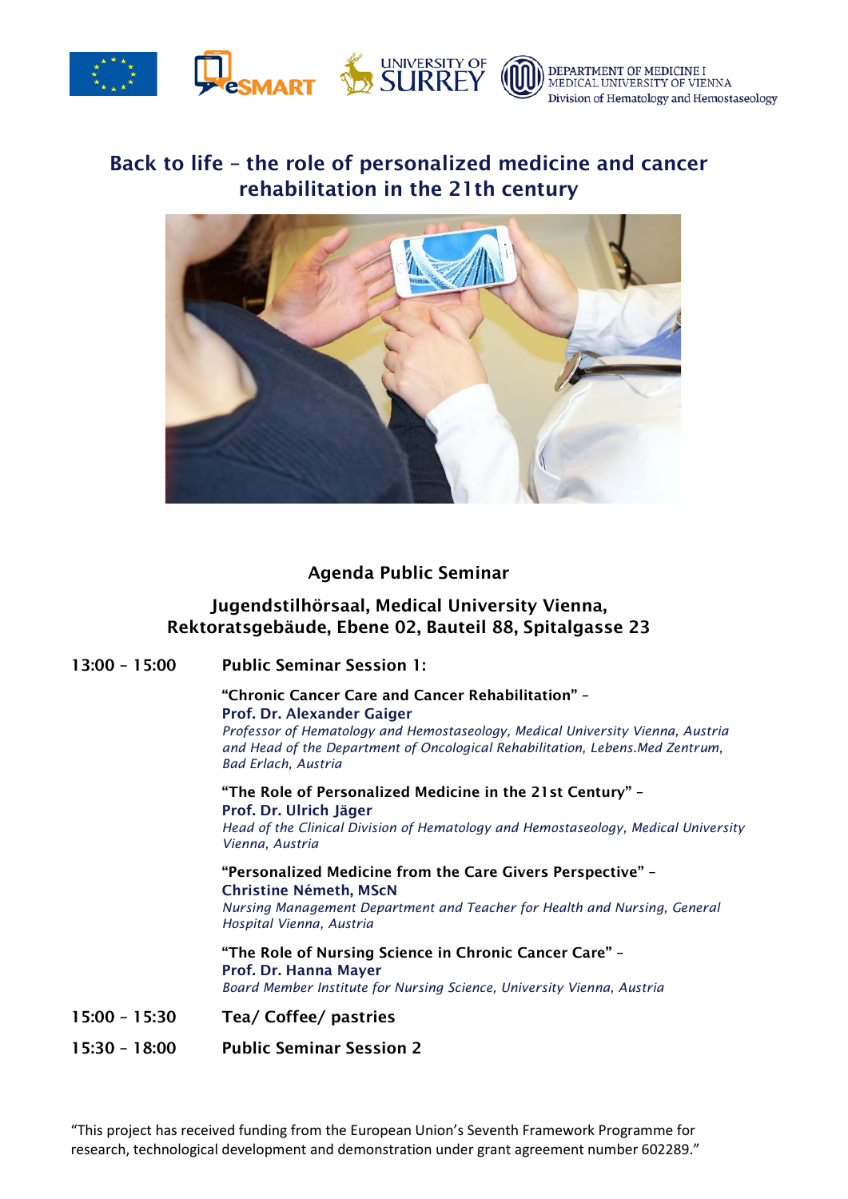# Back to life – the role of personalized medicine and cancer rehabilitation in the 21th century

## Agenda Public Seminar

### Jugendstilhörsaal, Medical University Vienna, Rektoratsgebäude, Ebene 02, Bauteil 88, Spitalgasse 23

**13:00 – 15:00** **Public Seminar Session 1:**

**"Chronic Cancer Care and Cancer Rehabilitation" –**
**Prof. Dr. Alexander Gaiger**
*Professor of Hematology and Hemostaseology, Medical University Vienna, Austria and Head of the Department of Oncological Rehabilitation, Lebens.Med Zentrum, Bad Erlach, Austria*

**"The Role of Personalized Medicine in the 21st Century" –**
**Prof. Dr. Ulrich Jäger**
*Head of the Clinical Division of Hematology and Hemostaseology, Medical University Vienna, Austria*

**"Personalized Medicine from the Care Givers Perspective" –**
**Christine Németh, MScN**
*Nursing Management Department and Teacher for Health and Nursing, General Hospital Vienna, Austria*

**"The Role of Nursing Science in Chronic Cancer Care" –**
**Prof. Dr. Hanna Mayer**
*Board Member Institute for Nursing Science, University Vienna, Austria*

**15:00 – 15:30** **Tea/ Coffee/ pastries**

**15:30 – 18:00** **Public Seminar Session 2**

"This project has received funding from the European Union's Seventh Framework Programme for research, technological development and demonstration under grant agreement number 602289."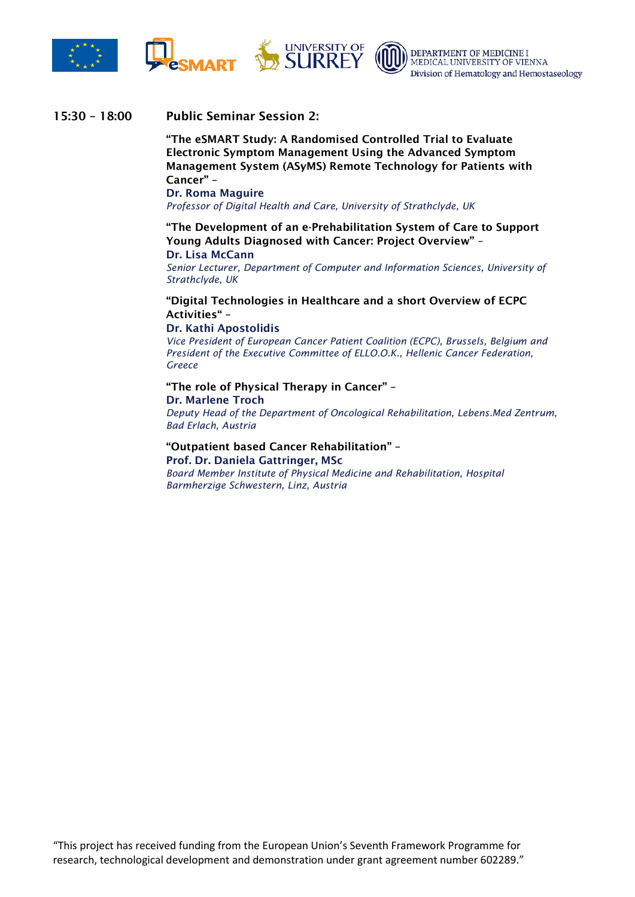**15:30 – 18:00** **Public Seminar Session 2:**

**"The eSMART Study: A Randomised Controlled Trial to Evaluate Electronic Symptom Management Using the Advanced Symptom Management System (ASyMS) Remote Technology for Patients with Cancer" –**
**Dr. Roma Maguire**
*Professor of Digital Health and Care, University of Strathclyde, UK*

**"The Development of an e-Prehabilitation System of Care to Support Young Adults Diagnosed with Cancer: Project Overview" –**
**Dr. Lisa McCann**
*Senior Lecturer, Department of Computer and Information Sciences, University of Strathclyde, UK*

**"Digital Technologies in Healthcare and a short Overview of ECPC Activities" –**
**Dr. Kathi Apostolidis**
*Vice President of European Cancer Patient Coalition (ECPC), Brussels, Belgium and President of the Executive Committee of ELLO.O.K., Hellenic Cancer Federation, Greece*

**"The role of Physical Therapy in Cancer" –**
**Dr. Marlene Troch**
*Deputy Head of the Department of Oncological Rehabilitation, Lebens.Med Zentrum, Bad Erlach, Austria*

**"Outpatient based Cancer Rehabilitation" –**
**Prof. Dr. Daniela Gattringer, MSc**
*Board Member Institute of Physical Medicine and Rehabilitation, Hospital Barmherzige Schwestern, Linz, Austria*

"This project has received funding from the European Union's Seventh Framework Programme for research, technological development and demonstration under grant agreement number 602289."